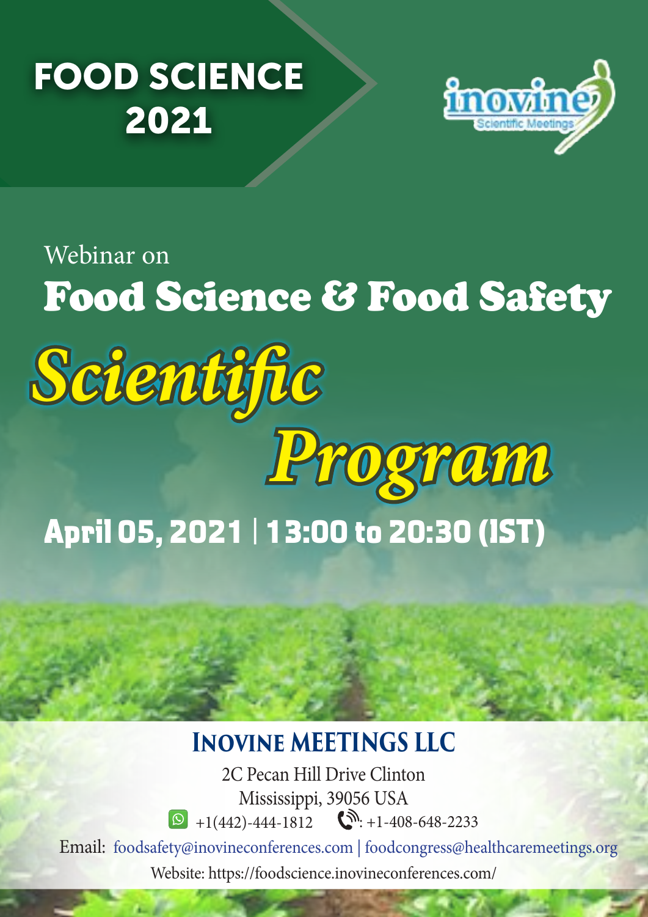# FOOD SCIENCE 2021

inovine Scientific Meetings

Webinar on

## Food Science & Food Safety

# *Scientific Program*

**April 05, 2021 | 13:00 to 20:30 (IST)**

### INOVINE MEETINGS LLC

2C Pecan Hill Drive Clinton
Mississippi, 39056 USA
+1(442)-444-1812 : +1-408-648-2233
Email: foodsafety@inovineconferences.com | foodcongress@healthcaremeetings.org
Website: https://foodscience.inovineconferences.com/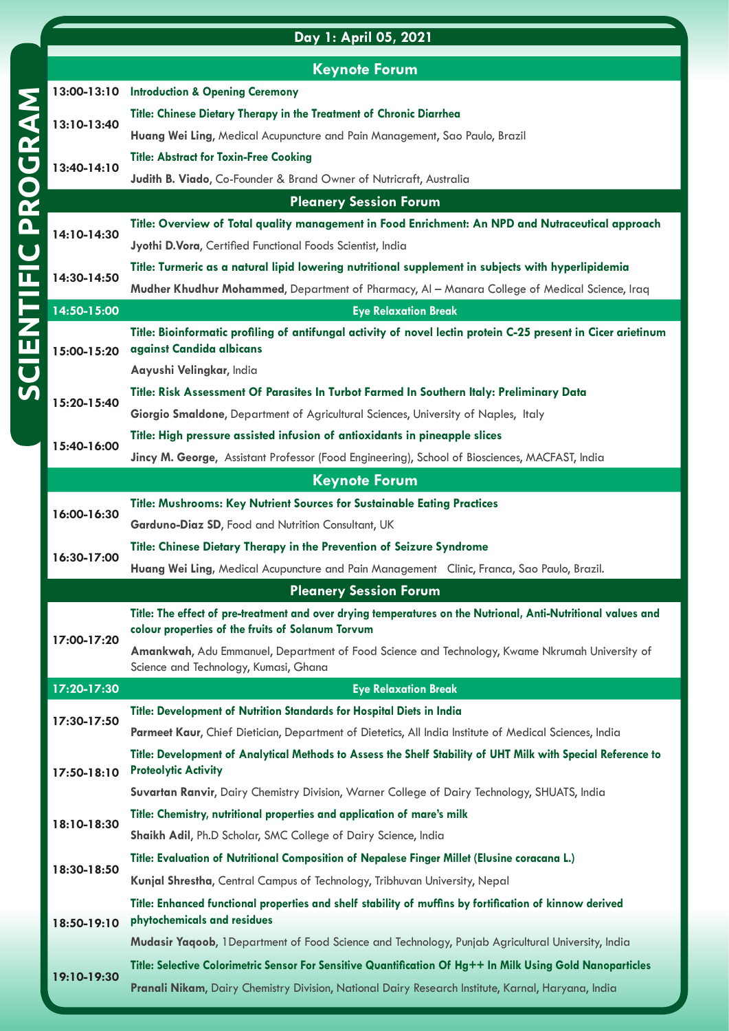# SCIENTIFIC PROGRAM

## Day 1: April 05, 2021

### Keynote Forum

| | |
|---|---|
| 13:00-13:10 | **Introduction & Opening Ceremony** |
| 13:10-13:40 | **Title: Chinese Dietary Therapy in the Treatment of Chronic Diarrhea**<br>**Huang Wei Ling**, Medical Acupuncture and Pain Management, Sao Paulo, Brazil |
| 13:40-14:10 | **Title: Abstract for Toxin-Free Cooking**<br>**Judith B. Viado**, Co-Founder & Brand Owner of Nutricraft, Australia |

### Pleanery Session Forum

| | |
|---|---|
| 14:10-14:30 | **Title: Overview of Total quality management in Food Enrichment: An NPD and Nutraceutical approach**<br>**Jyothi D.Vora**, Certified Functional Foods Scientist, India |
| 14:30-14:50 | **Title: Turmeric as a natural lipid lowering nutritional supplement in subjects with hyperlipidemia**<br>**Mudher Khudhur Mohammed**, Department of Pharmacy, Al – Manara College of Medical Science, Iraq |
| 14:50-15:00 | **Eye Relaxation Break** |
| 15:00-15:20 | **Title: Bioinformatic profiling of antifungal activity of novel lectin protein C-25 present in Cicer arietinum against Candida albicans**<br>**Aayushi Velingkar**, India |
| 15:20-15:40 | **Title: Risk Assessment Of Parasites In Turbot Farmed In Southern Italy: Preliminary Data**<br>**Giorgio Smaldone**, Department of Agricultural Sciences, University of Naples, Italy |
| 15:40-16:00 | **Title: High pressure assisted infusion of antioxidants in pineapple slices**<br>**Jincy M. George**, Assistant Professor (Food Engineering), School of Biosciences, MACFAST, India |

### Keynote Forum

| | |
|---|---|
| 16:00-16:30 | **Title: Mushrooms: Key Nutrient Sources for Sustainable Eating Practices**<br>**Garduno-Diaz SD**, Food and Nutrition Consultant, UK |
| 16:30-17:00 | **Title: Chinese Dietary Therapy in the Prevention of Seizure Syndrome**<br>**Huang Wei Ling**, Medical Acupuncture and Pain Management Clinic, Franca, Sao Paulo, Brazil. |

### Pleanery Session Forum

| | |
|---|---|
| 17:00-17:20 | **Title: The effect of pre-treatment and over drying temperatures on the Nutrional, Anti-Nutritional values and colour properties of the fruits of Solanum Torvum**<br>**Amankwah**, Adu Emmanuel, Department of Food Science and Technology, Kwame Nkrumah University of Science and Technology, Kumasi, Ghana |
| 17:20-17:30 | **Eye Relaxation Break** |
| 17:30-17:50 | **Title: Development of Nutrition Standards for Hospital Diets in India**<br>**Parmeet Kaur**, Chief Dietician, Department of Dietetics, All India Institute of Medical Sciences, India |
| 17:50-18:10 | **Title: Development of Analytical Methods to Assess the Shelf Stability of UHT Milk with Special Reference to Proteolytic Activity**<br>**Suvartan Ranvir**, Dairy Chemistry Division, Warner College of Dairy Technology, SHUATS, India |
| 18:10-18:30 | **Title: Chemistry, nutritional properties and application of mare's milk**<br>**Shaikh Adil**, Ph.D Scholar, SMC College of Dairy Science, India |
| 18:30-18:50 | **Title: Evaluation of Nutritional Composition of Nepalese Finger Millet (Elusine coracana L.)**<br>**Kunjal Shrestha**, Central Campus of Technology, Tribhuvan University, Nepal |
| 18:50-19:10 | **Title: Enhanced functional properties and shelf stability of muffins by fortification of kinnow derived phytochemicals and residues**<br>**Mudasir Yaqoob**, 1Department of Food Science and Technology, Punjab Agricultural University, India |
| 19:10-19:30 | **Title: Selective Colorimetric Sensor For Sensitive Quantification Of Hg++ In Milk Using Gold Nanoparticles**<br>**Pranali Nikam**, Dairy Chemistry Division, National Dairy Research Institute, Karnal, Haryana, India |